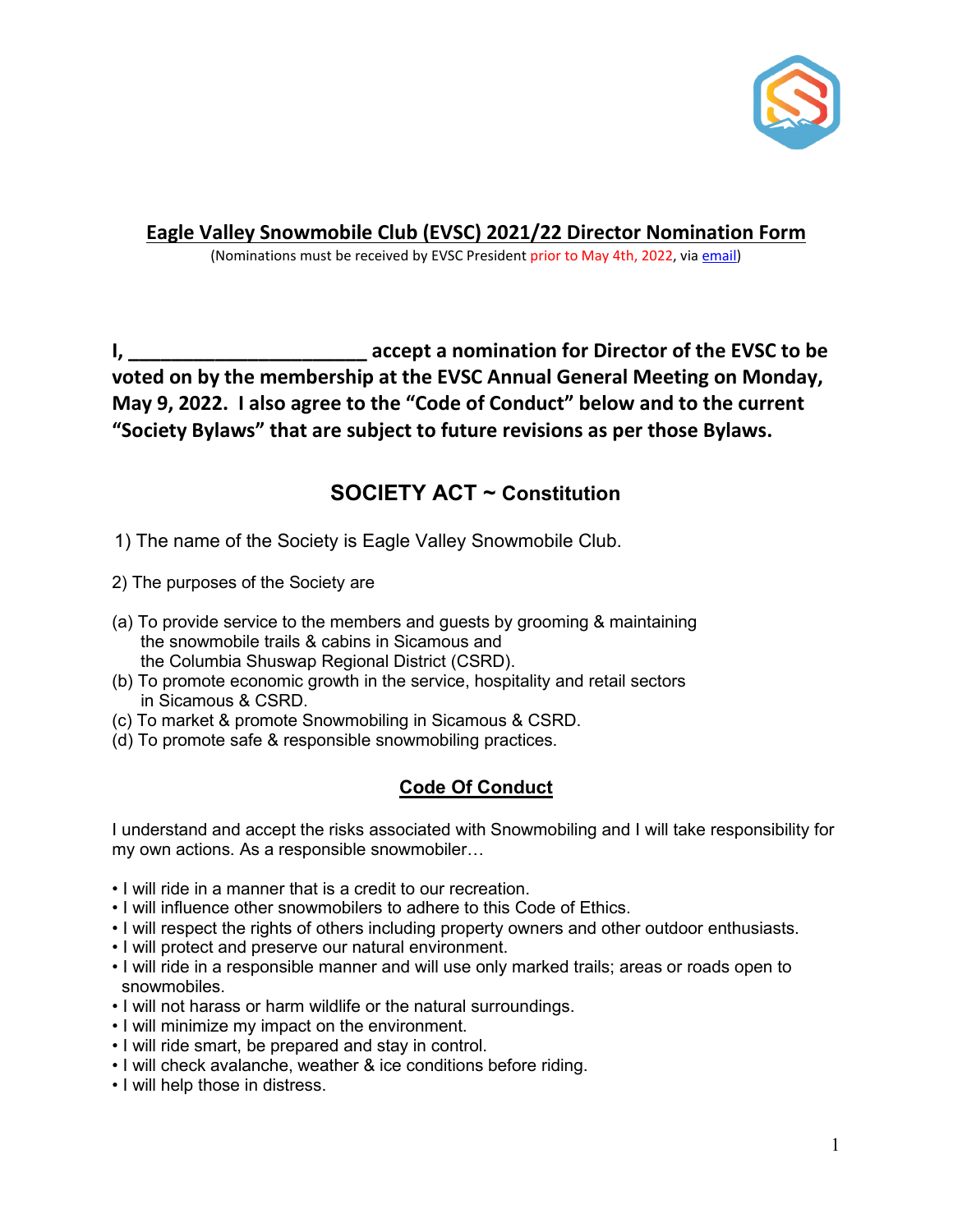# Eagle Valley Snowmobile Club (EVSC) 2021/22 Director Nomination Form

(Nominations must be received by EVSC President prior to May 4th, 2022, via email)

**I, ______________________ accept a nomination for Director of the EVSC to be voted on by the membership at the EVSC Annual General Meeting on Monday, May 9, 2022. I also agree to the "Code of Conduct" below and to the current "Society Bylaws" that are subject to future revisions as per those Bylaws.**

## SOCIETY ACT ~ Constitution

1) The name of the Society is Eagle Valley Snowmobile Club.

2) The purposes of the Society are

(a) To provide service to the members and guests by grooming & maintaining the snowmobile trails & cabins in Sicamous and the Columbia Shuswap Regional District (CSRD).
(b) To promote economic growth in the service, hospitality and retail sectors in Sicamous & CSRD.
(c) To market & promote Snowmobiling in Sicamous & CSRD.
(d) To promote safe & responsible snowmobiling practices.

### Code Of Conduct

I understand and accept the risks associated with Snowmobiling and I will take responsibility for my own actions. As a responsible snowmobiler…

- I will ride in a manner that is a credit to our recreation.
- I will influence other snowmobilers to adhere to this Code of Ethics.
- I will respect the rights of others including property owners and other outdoor enthusiasts.
- I will protect and preserve our natural environment.
- I will ride in a responsible manner and will use only marked trails; areas or roads open to snowmobiles.
- I will not harass or harm wildlife or the natural surroundings.
- I will minimize my impact on the environment.
- I will ride smart, be prepared and stay in control.
- I will check avalanche, weather & ice conditions before riding.
- I will help those in distress.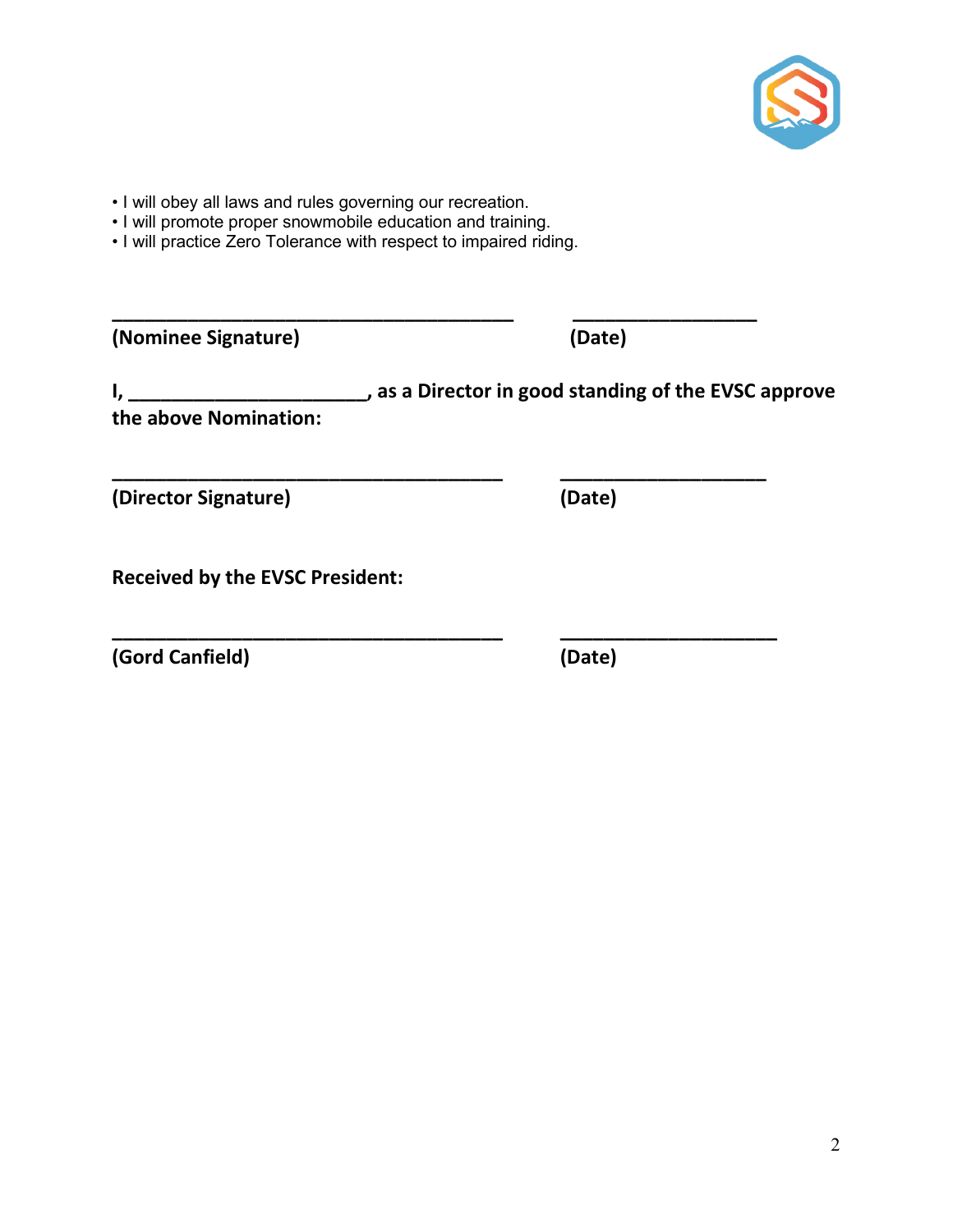- I will obey all laws and rules governing our recreation.
- I will promote proper snowmobile education and training.
- I will practice Zero Tolerance with respect to impaired riding.

______________________________________ ________________

**(Nominee Signature)** **(Date)**

**I, ______________________, as a Director in good standing of the EVSC approve the above Nomination:**

______________________________________ ___________________

**(Director Signature)** **(Date)**

**Received by the EVSC President:**

______________________________________ ____________________

**(Gord Canfield)** **(Date)**